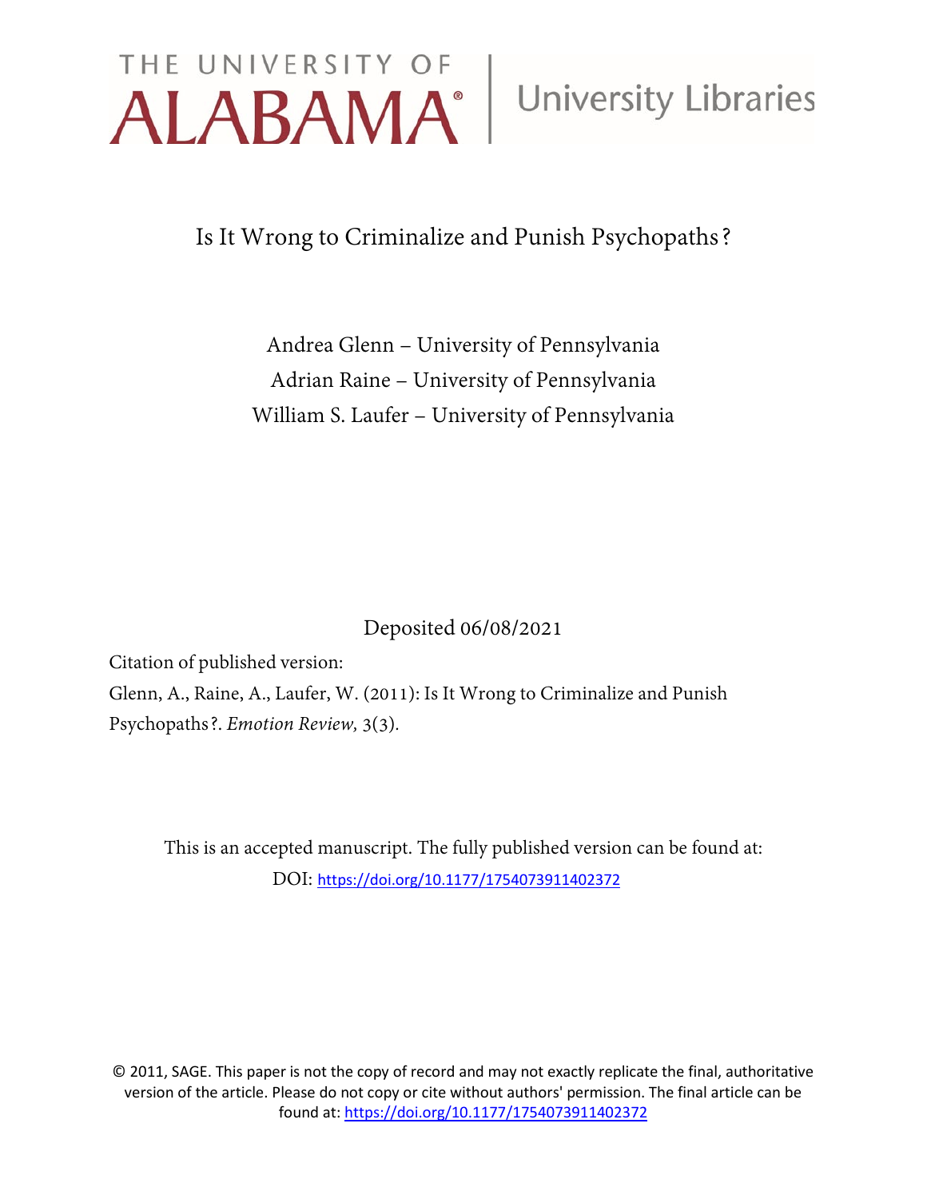THE UNIVERSITY OF ALABAMA® | University Libraries

# Is It Wrong to Criminalize and Punish Psychopaths?

Andrea Glenn – University of Pennsylvania
Adrian Raine – University of Pennsylvania
William S. Laufer – University of Pennsylvania

Deposited 06/08/2021

Citation of published version:

Glenn, A., Raine, A., Laufer, W. (2011): Is It Wrong to Criminalize and Punish Psychopaths?. *Emotion Review,* 3(3).

This is an accepted manuscript. The fully published version can be found at:
DOI: https://doi.org/10.1177/1754073911402372

© 2011, SAGE. This paper is not the copy of record and may not exactly replicate the final, authoritative version of the article. Please do not copy or cite without authors' permission. The final article can be found at: https://doi.org/10.1177/1754073911402372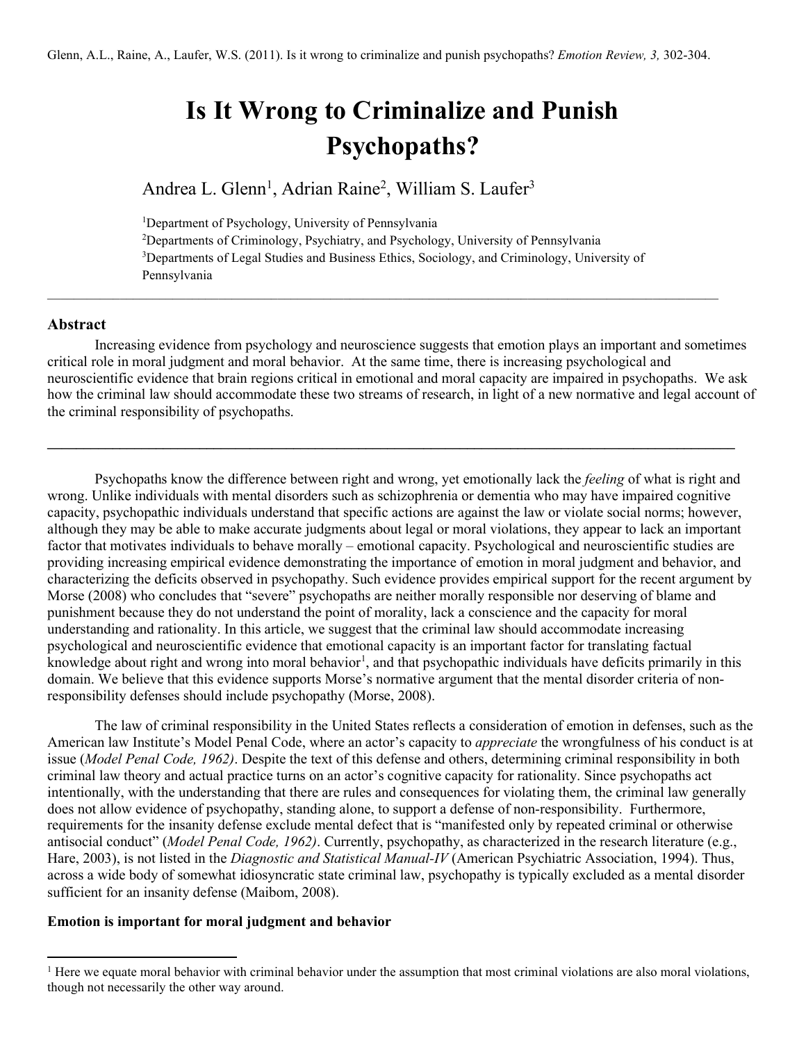Glenn, A.L., Raine, A., Laufer, W.S. (2011). Is it wrong to criminalize and punish psychopaths? *Emotion Review, 3,* 302-304.

# Is It Wrong to Criminalize and Punish Psychopaths?

Andrea L. Glenn[1], Adrian Raine[2], William S. Laufer[3]

[1]Department of Psychology, University of Pennsylvania
[2]Departments of Criminology, Psychiatry, and Psychology, University of Pennsylvania
[3]Departments of Legal Studies and Business Ethics, Sociology, and Criminology, University of Pennsylvania

---

### Abstract

Increasing evidence from psychology and neuroscience suggests that emotion plays an important and sometimes critical role in moral judgment and moral behavior. At the same time, there is increasing psychological and neuroscientific evidence that brain regions critical in emotional and moral capacity are impaired in psychopaths. We ask how the criminal law should accommodate these two streams of research, in light of a new normative and legal account of the criminal responsibility of psychopaths.

---

Psychopaths know the difference between right and wrong, yet emotionally lack the *feeling* of what is right and wrong. Unlike individuals with mental disorders such as schizophrenia or dementia who may have impaired cognitive capacity, psychopathic individuals understand that specific actions are against the law or violate social norms; however, although they may be able to make accurate judgments about legal or moral violations, they appear to lack an important factor that motivates individuals to behave morally – emotional capacity. Psychological and neuroscientific studies are providing increasing empirical evidence demonstrating the importance of emotion in moral judgment and behavior, and characterizing the deficits observed in psychopathy. Such evidence provides empirical support for the recent argument by Morse (2008) who concludes that "severe" psychopaths are neither morally responsible nor deserving of blame and punishment because they do not understand the point of morality, lack a conscience and the capacity for moral understanding and rationality. In this article, we suggest that the criminal law should accommodate increasing psychological and neuroscientific evidence that emotional capacity is an important factor for translating factual knowledge about right and wrong into moral behavior[1], and that psychopathic individuals have deficits primarily in this domain. We believe that this evidence supports Morse's normative argument that the mental disorder criteria of non-responsibility defenses should include psychopathy (Morse, 2008).

The law of criminal responsibility in the United States reflects a consideration of emotion in defenses, such as the American law Institute's Model Penal Code, where an actor's capacity to *appreciate* the wrongfulness of his conduct is at issue (*Model Penal Code, 1962)*. Despite the text of this defense and others, determining criminal responsibility in both criminal law theory and actual practice turns on an actor's cognitive capacity for rationality. Since psychopaths act intentionally, with the understanding that there are rules and consequences for violating them, the criminal law generally does not allow evidence of psychopathy, standing alone, to support a defense of non-responsibility. Furthermore, requirements for the insanity defense exclude mental defect that is "manifested only by repeated criminal or otherwise antisocial conduct" (*Model Penal Code, 1962)*. Currently, psychopathy, as characterized in the research literature (e.g., Hare, 2003), is not listed in the *Diagnostic and Statistical Manual-IV* (American Psychiatric Association, 1994). Thus, across a wide body of somewhat idiosyncratic state criminal law, psychopathy is typically excluded as a mental disorder sufficient for an insanity defense (Maibom, 2008).

### Emotion is important for moral judgment and behavior

---

[1] Here we equate moral behavior with criminal behavior under the assumption that most criminal violations are also moral violations, though not necessarily the other way around.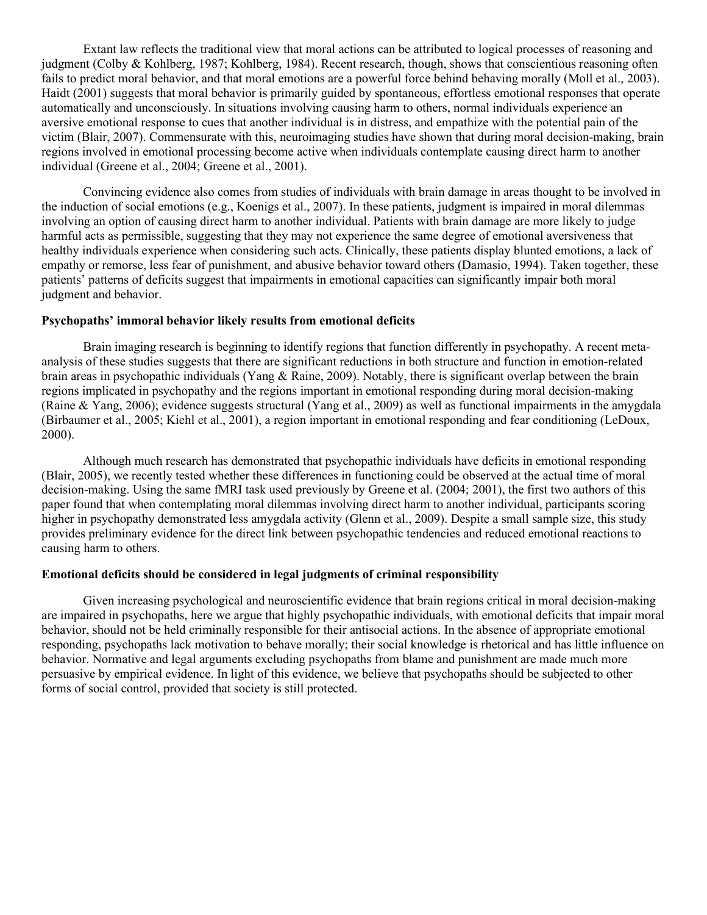Extant law reflects the traditional view that moral actions can be attributed to logical processes of reasoning and judgment (Colby & Kohlberg, 1987; Kohlberg, 1984). Recent research, though, shows that conscientious reasoning often fails to predict moral behavior, and that moral emotions are a powerful force behind behaving morally (Moll et al., 2003). Haidt (2001) suggests that moral behavior is primarily guided by spontaneous, effortless emotional responses that operate automatically and unconsciously. In situations involving causing harm to others, normal individuals experience an aversive emotional response to cues that another individual is in distress, and empathize with the potential pain of the victim (Blair, 2007). Commensurate with this, neuroimaging studies have shown that during moral decision-making, brain regions involved in emotional processing become active when individuals contemplate causing direct harm to another individual (Greene et al., 2004; Greene et al., 2001).

Convincing evidence also comes from studies of individuals with brain damage in areas thought to be involved in the induction of social emotions (e.g., Koenigs et al., 2007). In these patients, judgment is impaired in moral dilemmas involving an option of causing direct harm to another individual. Patients with brain damage are more likely to judge harmful acts as permissible, suggesting that they may not experience the same degree of emotional aversiveness that healthy individuals experience when considering such acts. Clinically, these patients display blunted emotions, a lack of empathy or remorse, less fear of punishment, and abusive behavior toward others (Damasio, 1994). Taken together, these patients' patterns of deficits suggest that impairments in emotional capacities can significantly impair both moral judgment and behavior.

**Psychopaths' immoral behavior likely results from emotional deficits**

Brain imaging research is beginning to identify regions that function differently in psychopathy. A recent meta-analysis of these studies suggests that there are significant reductions in both structure and function in emotion-related brain areas in psychopathic individuals (Yang & Raine, 2009). Notably, there is significant overlap between the brain regions implicated in psychopathy and the regions important in emotional responding during moral decision-making (Raine & Yang, 2006); evidence suggests structural (Yang et al., 2009) as well as functional impairments in the amygdala (Birbaumer et al., 2005; Kiehl et al., 2001), a region important in emotional responding and fear conditioning (LeDoux, 2000).

Although much research has demonstrated that psychopathic individuals have deficits in emotional responding (Blair, 2005), we recently tested whether these differences in functioning could be observed at the actual time of moral decision-making. Using the same fMRI task used previously by Greene et al. (2004; 2001), the first two authors of this paper found that when contemplating moral dilemmas involving direct harm to another individual, participants scoring higher in psychopathy demonstrated less amygdala activity (Glenn et al., 2009). Despite a small sample size, this study provides preliminary evidence for the direct link between psychopathic tendencies and reduced emotional reactions to causing harm to others.

**Emotional deficits should be considered in legal judgments of criminal responsibility**

Given increasing psychological and neuroscientific evidence that brain regions critical in moral decision-making are impaired in psychopaths, here we argue that highly psychopathic individuals, with emotional deficits that impair moral behavior, should not be held criminally responsible for their antisocial actions. In the absence of appropriate emotional responding, psychopaths lack motivation to behave morally; their social knowledge is rhetorical and has little influence on behavior. Normative and legal arguments excluding psychopaths from blame and punishment are made much more persuasive by empirical evidence. In light of this evidence, we believe that psychopaths should be subjected to other forms of social control, provided that society is still protected.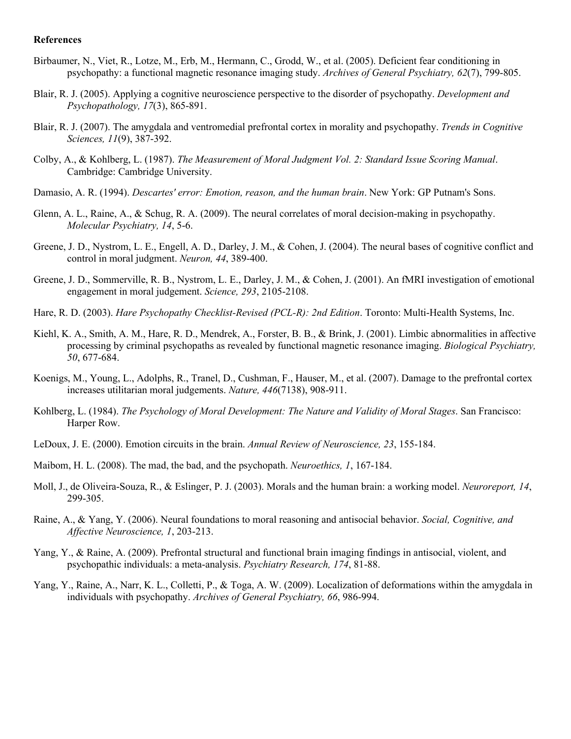**References**

Birbaumer, N., Viet, R., Lotze, M., Erb, M., Hermann, C., Grodd, W., et al. (2005). Deficient fear conditioning in psychopathy: a functional magnetic resonance imaging study. *Archives of General Psychiatry, 62*(7), 799-805.

Blair, R. J. (2005). Applying a cognitive neuroscience perspective to the disorder of psychopathy. *Development and Psychopathology, 17*(3), 865-891.

Blair, R. J. (2007). The amygdala and ventromedial prefrontal cortex in morality and psychopathy. *Trends in Cognitive Sciences, 11*(9), 387-392.

Colby, A., & Kohlberg, L. (1987). *The Measurement of Moral Judgment Vol. 2: Standard Issue Scoring Manual*. Cambridge: Cambridge University.

Damasio, A. R. (1994). *Descartes' error: Emotion, reason, and the human brain*. New York: GP Putnam's Sons.

Glenn, A. L., Raine, A., & Schug, R. A. (2009). The neural correlates of moral decision-making in psychopathy. *Molecular Psychiatry, 14*, 5-6.

Greene, J. D., Nystrom, L. E., Engell, A. D., Darley, J. M., & Cohen, J. (2004). The neural bases of cognitive conflict and control in moral judgment. *Neuron, 44*, 389-400.

Greene, J. D., Sommerville, R. B., Nystrom, L. E., Darley, J. M., & Cohen, J. (2001). An fMRI investigation of emotional engagement in moral judgement. *Science, 293*, 2105-2108.

Hare, R. D. (2003). *Hare Psychopathy Checklist-Revised (PCL-R): 2nd Edition*. Toronto: Multi-Health Systems, Inc.

Kiehl, K. A., Smith, A. M., Hare, R. D., Mendrek, A., Forster, B. B., & Brink, J. (2001). Limbic abnormalities in affective processing by criminal psychopaths as revealed by functional magnetic resonance imaging. *Biological Psychiatry, 50*, 677-684.

Koenigs, M., Young, L., Adolphs, R., Tranel, D., Cushman, F., Hauser, M., et al. (2007). Damage to the prefrontal cortex increases utilitarian moral judgements. *Nature, 446*(7138), 908-911.

Kohlberg, L. (1984). *The Psychology of Moral Development: The Nature and Validity of Moral Stages*. San Francisco: Harper Row.

LeDoux, J. E. (2000). Emotion circuits in the brain. *Annual Review of Neuroscience, 23*, 155-184.

Maibom, H. L. (2008). The mad, the bad, and the psychopath. *Neuroethics, 1*, 167-184.

Moll, J., de Oliveira-Souza, R., & Eslinger, P. J. (2003). Morals and the human brain: a working model. *Neuroreport, 14*, 299-305.

Raine, A., & Yang, Y. (2006). Neural foundations to moral reasoning and antisocial behavior. *Social, Cognitive, and Affective Neuroscience, 1*, 203-213.

Yang, Y., & Raine, A. (2009). Prefrontal structural and functional brain imaging findings in antisocial, violent, and psychopathic individuals: a meta-analysis. *Psychiatry Research, 174*, 81-88.

Yang, Y., Raine, A., Narr, K. L., Colletti, P., & Toga, A. W. (2009). Localization of deformations within the amygdala in individuals with psychopathy. *Archives of General Psychiatry, 66*, 986-994.